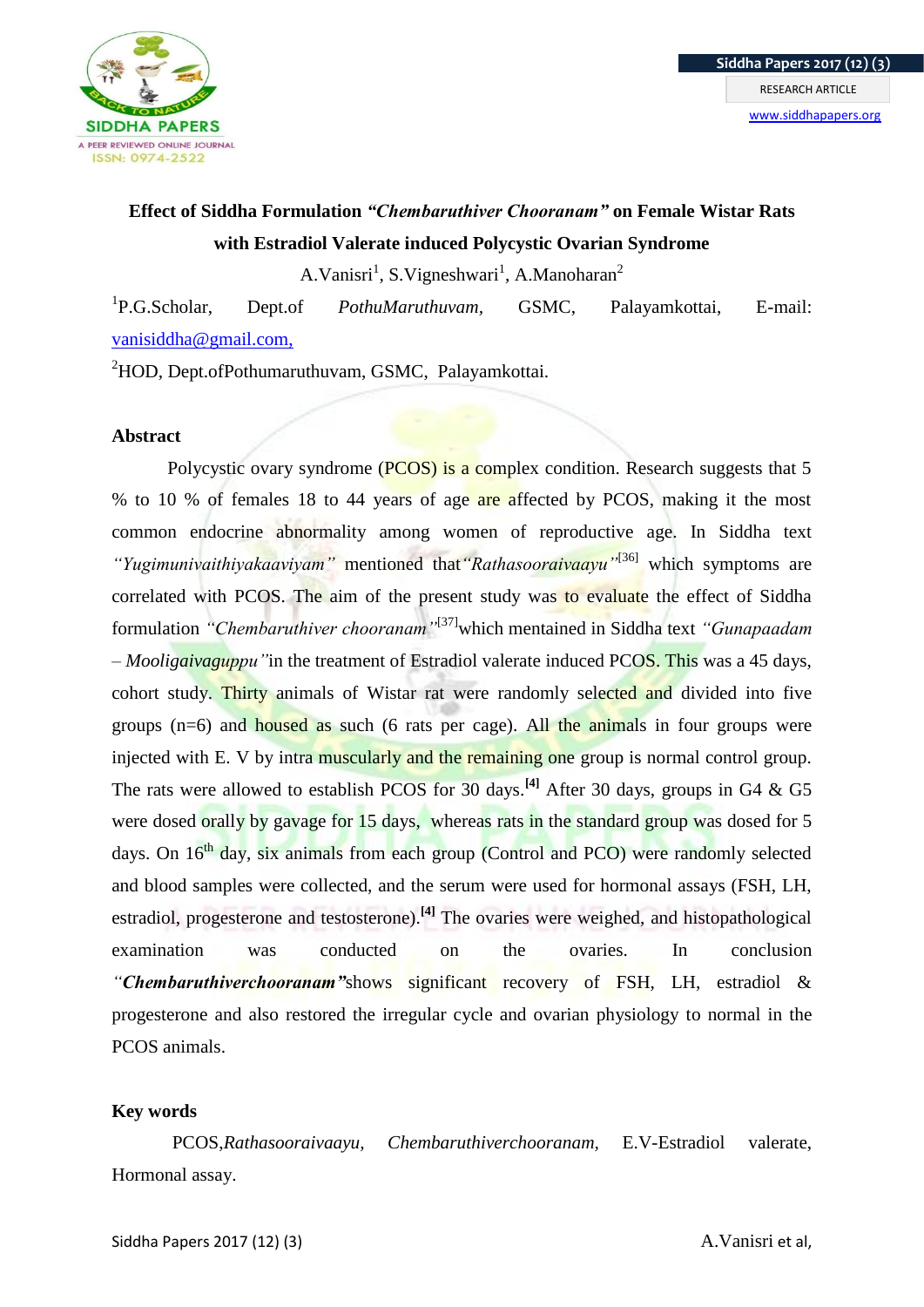# Effect of Siddha Formulation *"Chembaruthiver Chooranam"* on Female Wistar Rats with Estradiol Valerate induced Polycystic Ovarian Syndrome

A.Vanisri[1], S.Vigneshwari[1], A.Manoharan[2]

[1]P.G.Scholar, Dept.of *PothuMaruthuvam*, GSMC, Palayamkottai, E-mail: vanisiddha@gmail.com,

[2]HOD, Dept.ofPothumaruthuvam, GSMC, Palayamkottai.

## Abstract

Polycystic ovary syndrome (PCOS) is a complex condition. Research suggests that 5 % to 10 % of females 18 to 44 years of age are affected by PCOS, making it the most common endocrine abnormality among women of reproductive age. In Siddha text *"Yugimunivaithiyakaaviyam"* mentioned that*"Rathasooraivaayu"*[36] which symptoms are correlated with PCOS. The aim of the present study was to evaluate the effect of Siddha formulation *"Chembaruthiver chooranam"*[37]which mentained in Siddha text *"Gunapaadam – Mooligaivaguppu"*in the treatment of Estradiol valerate induced PCOS. This was a 45 days, cohort study. Thirty animals of Wistar rat were randomly selected and divided into five groups (n=6) and housed as such (6 rats per cage). All the animals in four groups were injected with E. V by intra muscularly and the remaining one group is normal control group. The rats were allowed to establish PCOS for 30 days.**[4]** After 30 days, groups in G4 & G5 were dosed orally by gavage for 15 days, whereas rats in the standard group was dosed for 5 days. On 16th day, six animals from each group (Control and PCO) were randomly selected and blood samples were collected, and the serum were used for hormonal assays (FSH, LH, estradiol, progesterone and testosterone).**[4]** The ovaries were weighed, and histopathological examination was conducted on the ovaries. In conclusion ***"Chembaruthiverchooranam"***shows significant recovery of FSH, LH, estradiol & progesterone and also restored the irregular cycle and ovarian physiology to normal in the PCOS animals.

## Key words

PCOS,*Rathasooraivaayu*, *Chembaruthiverchooranam*, E.V-Estradiol valerate, Hormonal assay.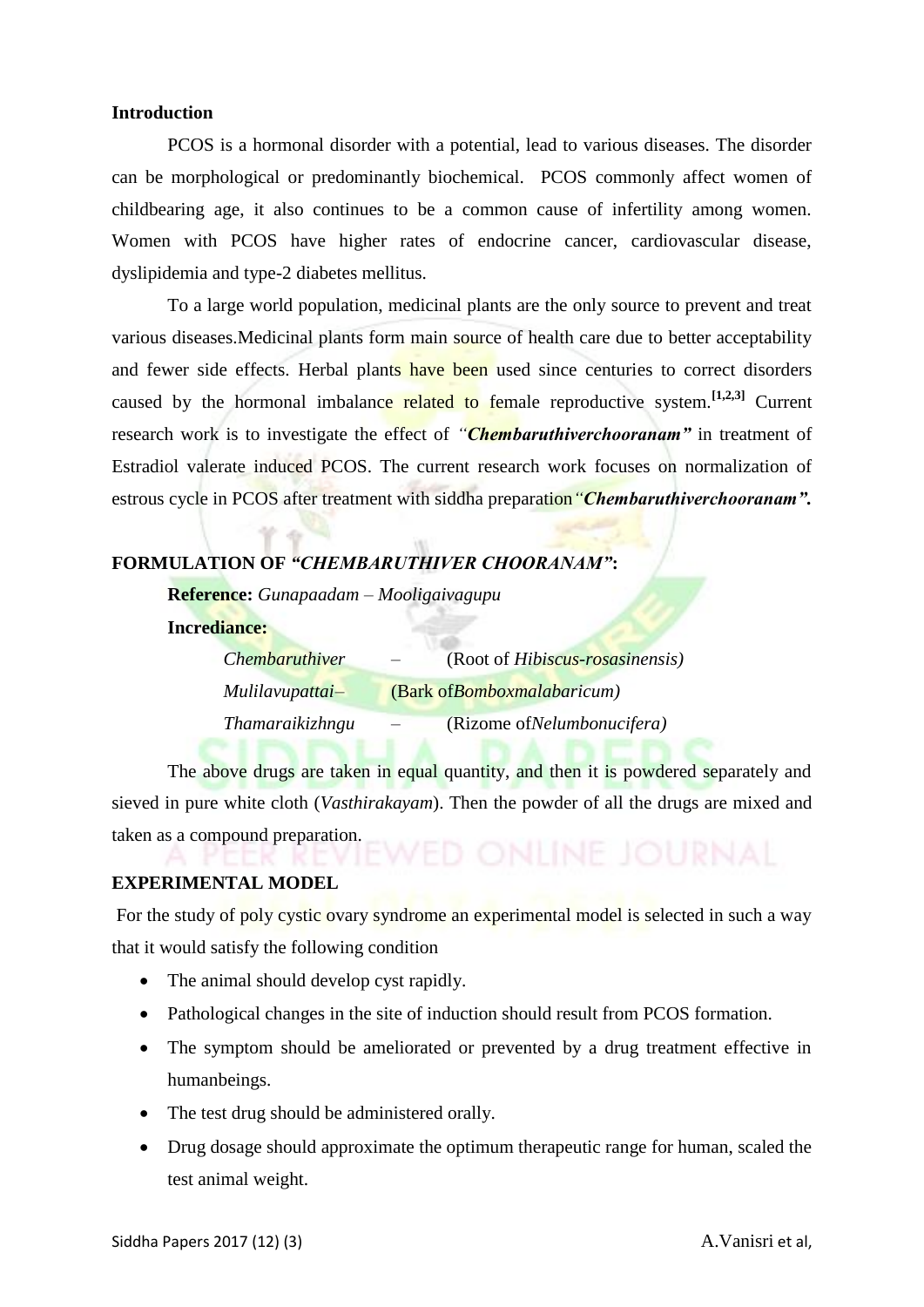**Introduction**

PCOS is a hormonal disorder with a potential, lead to various diseases. The disorder can be morphological or predominantly biochemical. PCOS commonly affect women of childbearing age, it also continues to be a common cause of infertility among women. Women with PCOS have higher rates of endocrine cancer, cardiovascular disease, dyslipidemia and type-2 diabetes mellitus.

To a large world population, medicinal plants are the only source to prevent and treat various diseases.Medicinal plants form main source of health care due to better acceptability and fewer side effects. Herbal plants have been used since centuries to correct disorders caused by the hormonal imbalance related to female reproductive system.[1,2,3] Current research work is to investigate the effect of *"**Chembaruthiverchooranam**"* in treatment of Estradiol valerate induced PCOS. The current research work focuses on normalization of estrous cycle in PCOS after treatment with siddha preparation*"**Chembaruthiverchooranam**"*.

**FORMULATION OF *"CHEMBARUTHIVER CHOORANAM"*:**

**Reference:** *Gunapaadam – Mooligaivagupu*

**Incrediance:**

*Chembaruthiver* – (Root of *Hibiscus-rosasinensis)*

*Mulilavupattai*– (Bark of*Bomboxmalabaricum)*

*Thamaraikizhngu* – (Rizome of*Nelumbonucifera)*

The above drugs are taken in equal quantity, and then it is powdered separately and sieved in pure white cloth (*Vasthirakayam*). Then the powder of all the drugs are mixed and taken as a compound preparation.

**EXPERIMENTAL MODEL**

For the study of poly cystic ovary syndrome an experimental model is selected in such a way that it would satisfy the following condition

- The animal should develop cyst rapidly.
- Pathological changes in the site of induction should result from PCOS formation.
- The symptom should be ameliorated or prevented by a drug treatment effective in humanbeings.
- The test drug should be administered orally.
- Drug dosage should approximate the optimum therapeutic range for human, scaled the test animal weight.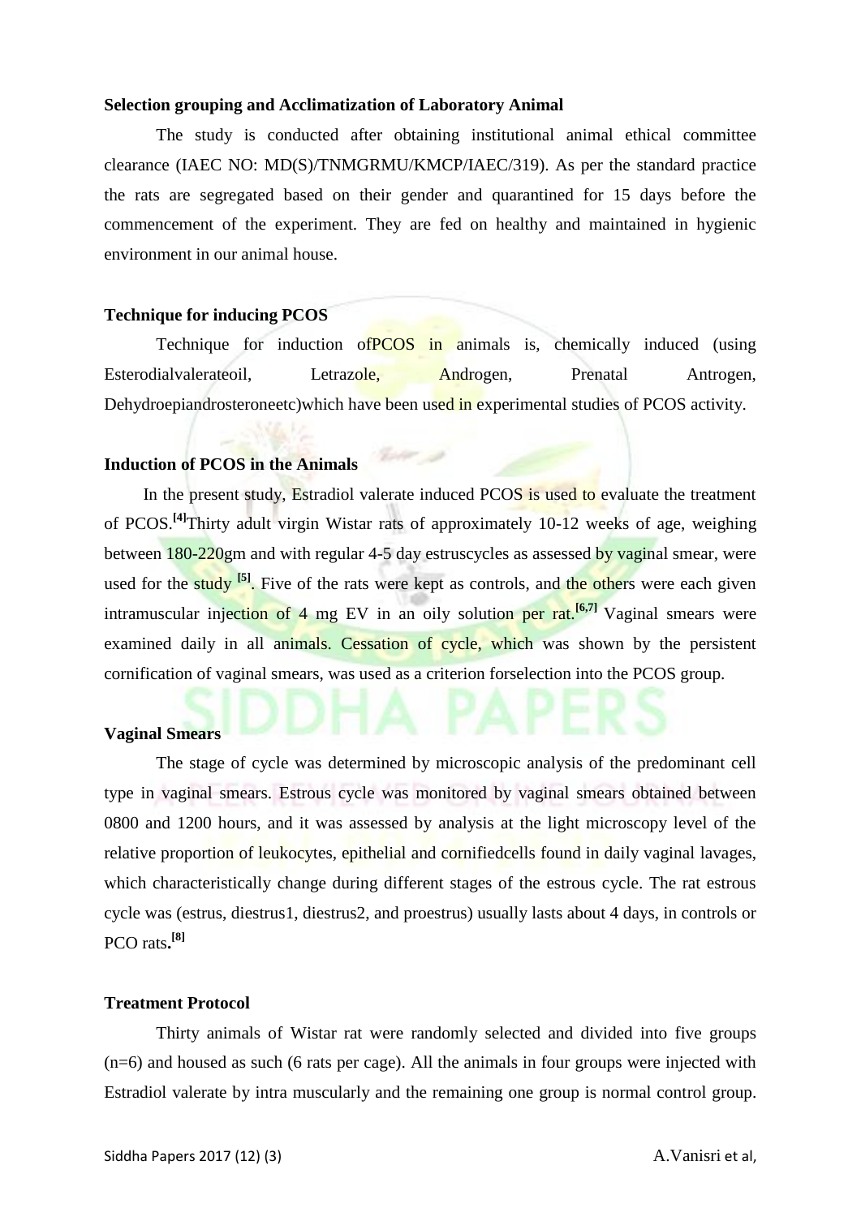**Selection grouping and Acclimatization of Laboratory Animal**

The study is conducted after obtaining institutional animal ethical committee clearance (IAEC NO: MD(S)/TNMGRMU/KMCP/IAEC/319). As per the standard practice the rats are segregated based on their gender and quarantined for 15 days before the commencement of the experiment. They are fed on healthy and maintained in hygienic environment in our animal house.

**Technique for inducing PCOS**

Technique for induction ofPCOS in animals is, chemically induced (using Esterodialvalerateoil, Letrazole, Androgen, Prenatal Antrogen, Dehydroepiandrosteroneetc)which have been used in experimental studies of PCOS activity.

**Induction of PCOS in the Animals**

In the present study, Estradiol valerate induced PCOS is used to evaluate the treatment of PCOS.[4]Thirty adult virgin Wistar rats of approximately 10-12 weeks of age, weighing between 180-220gm and with regular 4-5 day estruscycles as assessed by vaginal smear, were used for the study [5]. Five of the rats were kept as controls, and the others were each given intramuscular injection of 4 mg EV in an oily solution per rat.[6,7] Vaginal smears were examined daily in all animals. Cessation of cycle, which was shown by the persistent cornification of vaginal smears, was used as a criterion forselection into the PCOS group.

**Vaginal Smears**

The stage of cycle was determined by microscopic analysis of the predominant cell type in vaginal smears. Estrous cycle was monitored by vaginal smears obtained between 0800 and 1200 hours, and it was assessed by analysis at the light microscopy level of the relative proportion of leukocytes, epithelial and cornifiedcells found in daily vaginal lavages, which characteristically change during different stages of the estrous cycle. The rat estrous cycle was (estrus, diestrus1, diestrus2, and proestrus) usually lasts about 4 days, in controls or PCO rats**.**[8]

**Treatment Protocol**

Thirty animals of Wistar rat were randomly selected and divided into five groups (n=6) and housed as such (6 rats per cage). All the animals in four groups were injected with Estradiol valerate by intra muscularly and the remaining one group is normal control group.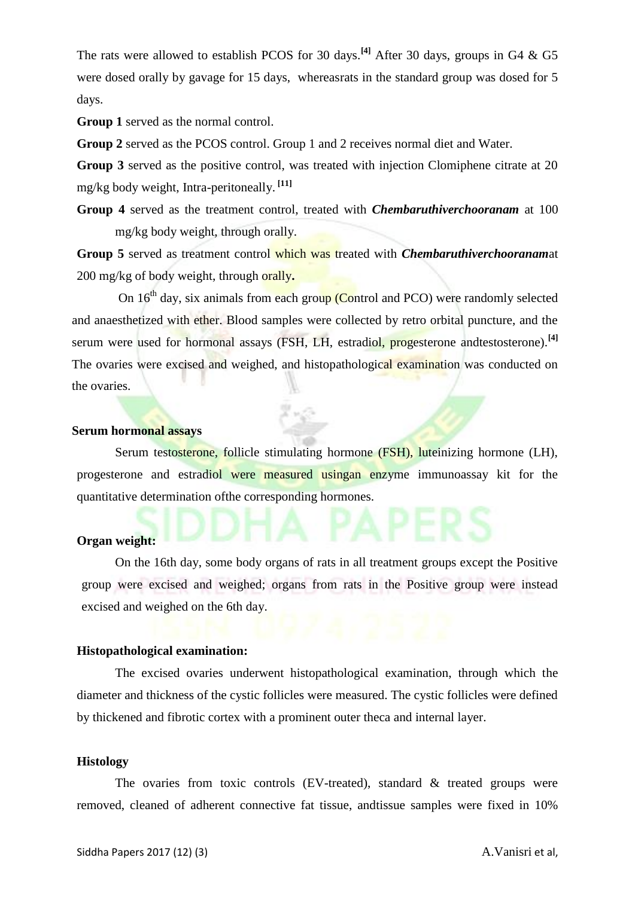The rats were allowed to establish PCOS for 30 days.[4] After 30 days, groups in G4 & G5 were dosed orally by gavage for 15 days, whereasrats in the standard group was dosed for 5 days.

**Group 1** served as the normal control.

**Group 2** served as the PCOS control. Group 1 and 2 receives normal diet and Water.

**Group 3** served as the positive control, was treated with injection Clomiphene citrate at 20 mg/kg body weight, Intra-peritoneally. [11]

**Group 4** served as the treatment control, treated with ***Chembaruthiverchooranam*** at 100 mg/kg body weight, through orally.

**Group 5** served as treatment control which was treated with ***Chembaruthiverchooranam***at 200 mg/kg of body weight, through orally**.**

On 16$^{th}$ day, six animals from each group (Control and PCO) were randomly selected and anaesthetized with ether. Blood samples were collected by retro orbital puncture, and the serum were used for hormonal assays (FSH, LH, estradiol, progesterone andtestosterone).[4] The ovaries were excised and weighed, and histopathological examination was conducted on the ovaries.

**Serum hormonal assays**

Serum testosterone, follicle stimulating hormone (FSH), luteinizing hormone (LH), progesterone and estradiol were measured usingan enzyme immunoassay kit for the quantitative determination ofthe corresponding hormones.

**Organ weight:**

On the 16th day, some body organs of rats in all treatment groups except the Positive group were excised and weighed; organs from rats in the Positive group were instead excised and weighed on the 6th day.

**Histopathological examination:**

The excised ovaries underwent histopathological examination, through which the diameter and thickness of the cystic follicles were measured. The cystic follicles were defined by thickened and fibrotic cortex with a prominent outer theca and internal layer.

**Histology**

The ovaries from toxic controls (EV-treated), standard & treated groups were removed, cleaned of adherent connective fat tissue, andtissue samples were fixed in 10%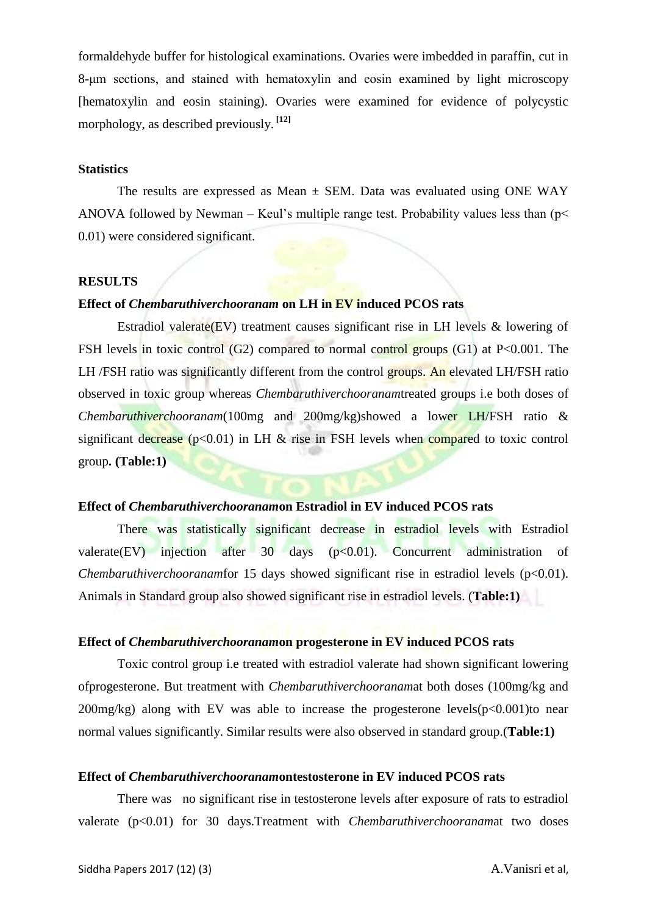formaldehyde buffer for histological examinations. Ovaries were imbedded in paraffin, cut in 8-μm sections, and stained with hematoxylin and eosin examined by light microscopy [hematoxylin and eosin staining). Ovaries were examined for evidence of polycystic morphology, as described previously. [12]

**Statistics**

The results are expressed as Mean ± SEM. Data was evaluated using ONE WAY ANOVA followed by Newman – Keul's multiple range test. Probability values less than ($p< 0.01$) were considered significant.

**RESULTS**

**Effect of *Chembaruthiverchooranam* on LH in EV induced PCOS rats**

Estradiol valerate(EV) treatment causes significant rise in LH levels & lowering of FSH levels in toxic control (G2) compared to normal control groups (G1) at $P<0.001$. The LH /FSH ratio was significantly different from the control groups. An elevated LH/FSH ratio observed in toxic group whereas *Chembaruthiverchooranam*treated groups i.e both doses of *Chembaruthiverchooranam*(100mg and 200mg/kg)showed a lower LH/FSH ratio & significant decrease ($p<0.01$) in LH & rise in FSH levels when compared to toxic control group**. (Table:1)**

**Effect of *Chembaruthiverchooranam*on Estradiol in EV induced PCOS rats**

There was statistically significant decrease in estradiol levels with Estradiol valerate(EV) injection after 30 days ($p<0.01$). Concurrent administration of *Chembaruthiverchooranam*for 15 days showed significant rise in estradiol levels ($p<0.01$). Animals in Standard group also showed significant rise in estradiol levels. (**Table:1)**

**Effect of *Chembaruthiverchooranam*on progesterone in EV induced PCOS rats**

Toxic control group i.e treated with estradiol valerate had shown significant lowering ofprogesterone. But treatment with *Chembaruthiverchooranam*at both doses (100mg/kg and 200mg/kg) along with EV was able to increase the progesterone levels($p<0.001$)to near normal values significantly. Similar results were also observed in standard group.(**Table:1)**

**Effect of *Chembaruthiverchooranam*ontestosterone in EV induced PCOS rats**

There was no significant rise in testosterone levels after exposure of rats to estradiol valerate ($p<0.01$) for 30 days.Treatment with *Chembaruthiverchooranam*at two doses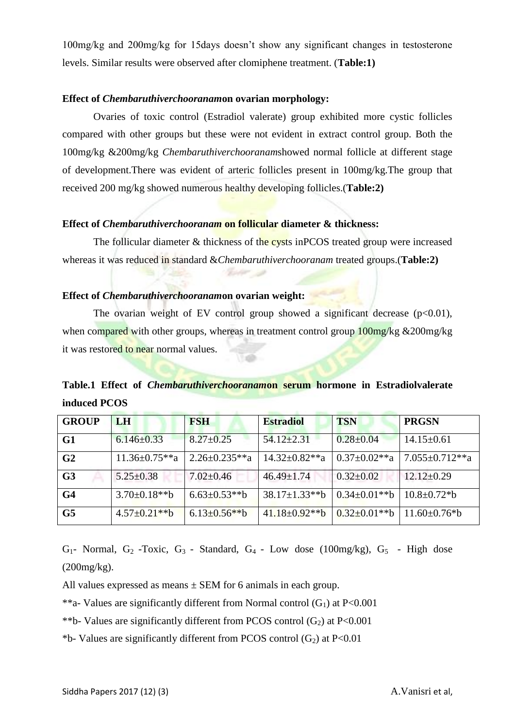100mg/kg and 200mg/kg for 15days doesn't show any significant changes in testosterone levels. Similar results were observed after clomiphene treatment. (**Table:1)**

**Effect of *Chembaruthiverchooranam*on ovarian morphology:**

Ovaries of toxic control (Estradiol valerate) group exhibited more cystic follicles compared with other groups but these were not evident in extract control group. Both the 100mg/kg &200mg/kg *Chembaruthiverchooranam*showed normal follicle at different stage of development.There was evident of arteric follicles present in 100mg/kg.The group that received 200 mg/kg showed numerous healthy developing follicles.(**Table:2)**

**Effect of *Chembaruthiverchooranam* on follicular diameter & thickness:**

The follicular diameter & thickness of the cysts inPCOS treated group were increased whereas it was reduced in standard &*Chembaruthiverchooranam* treated groups.(**Table:2)**

**Effect of *Chembaruthiverchooranam*on ovarian weight:**

The ovarian weight of EV control group showed a significant decrease ($p<0.01$), when compared with other groups, whereas in treatment control group 100mg/kg &200mg/kg it was restored to near normal values.

**Table.1 Effect of *Chembaruthiverchooranam*on serum hormone in Estradiolvalerate induced PCOS**

| GROUP | LH | FSH | Estradiol | TSN | PRGSN |
|---|---|---|---|---|---|
| **G1** | 6.146±0.33 | 8.27±0.25 | 54.12±2.31 | 0.28±0.04 | 14.15±0.61 |
| **G2** | 11.36±0.75**a | 2.26±0.235**a | 14.32±0.82**a | 0.37±0.02**a | 7.055±0.712**a |
| **G3** | 5.25±0.38 | 7.02±0.46 | 46.49±1.74 | 0.32±0.02 | 12.12±0.29 |
| **G4** | 3.70±0.18**b | 6.63±0.53**b | 38.17±1.33**b | 0.34±0.01**b | 10.8±0.72*b |
| **G5** | 4.57±0.21**b | 6.13±0.56**b | 41.18±0.92**b | 0.32±0.01**b | 11.60±0.76*b |

$G_1$- Normal, $G_2$ -Toxic, $G_3$ - Standard, $G_4$ - Low dose (100mg/kg), $G_5$ - High dose (200mg/kg).

All values expressed as means ± SEM for 6 animals in each group.

**a- Values are significantly different from Normal control ($G_1$) at $P<0.001$

**b- Values are significantly different from PCOS control ($G_2$) at $P<0.001$

*b- Values are significantly different from PCOS control ($G_2$) at $P<0.01$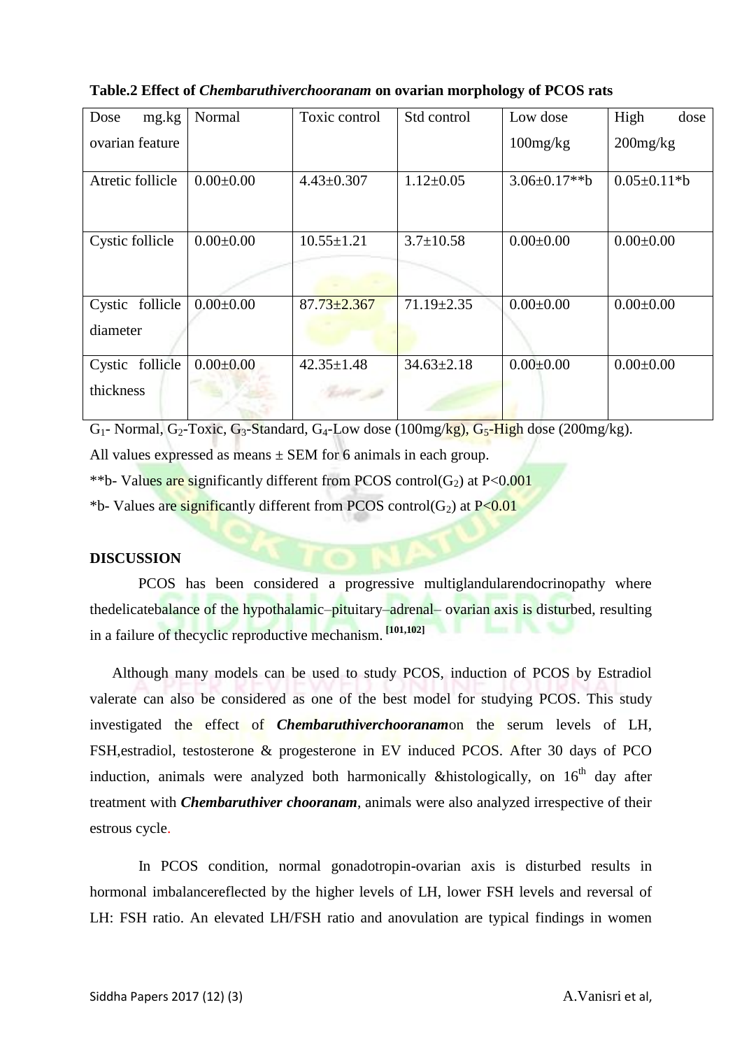**Table.2 Effect of *Chembaruthiverchooranam* on ovarian morphology of PCOS rats**

| Dose mg.kg ovarian feature | Normal | Toxic control | Std control | Low dose 100mg/kg | High dose 200mg/kg |
|---|---|---|---|---|---|
| Atretic follicle | 0.00±0.00 | 4.43±0.307 | 1.12±0.05 | 3.06±0.17**b | 0.05±0.11*b |
| Cystic follicle | 0.00±0.00 | 10.55±1.21 | 3.7±10.58 | 0.00±0.00 | 0.00±0.00 |
| Cystic follicle diameter | 0.00±0.00 | 87.73±2.367 | 71.19±2.35 | 0.00±0.00 | 0.00±0.00 |
| Cystic follicle thickness | 0.00±0.00 | 42.35±1.48 | 34.63±2.18 | 0.00±0.00 | 0.00±0.00 |

$G_1$- Normal, $G_2$-Toxic, $G_3$-Standard, $G_4$-Low dose (100mg/kg), $G_5$-High dose (200mg/kg).

All values expressed as means ± SEM for 6 animals in each group.

**b- Values are significantly different from PCOS control($G_2$) at $P<0.001$

*b- Values are significantly different from PCOS control($G_2$) at $P<0.01$

**DISCUSSION**

PCOS has been considered a progressive multiglandularendocrinopathy where thedelicatebalance of the hypothalamic–pituitary–adrenal– ovarian axis is disturbed, resulting in a failure of thecyclic reproductive mechanism. [101,102]

Although many models can be used to study PCOS, induction of PCOS by Estradiol valerate can also be considered as one of the best model for studying PCOS. This study investigated the effect of ***Chembaruthiverchooranam***on the serum levels of LH, FSH,estradiol, testosterone & progesterone in EV induced PCOS. After 30 days of PCO induction, animals were analyzed both harmonically &histologically, on 16th day after treatment with ***Chembaruthiver chooranam***, animals were also analyzed irrespective of their estrous cycle.

In PCOS condition, normal gonadotropin-ovarian axis is disturbed results in hormonal imbalancereflected by the higher levels of LH, lower FSH levels and reversal of LH: FSH ratio. An elevated LH/FSH ratio and anovulation are typical findings in women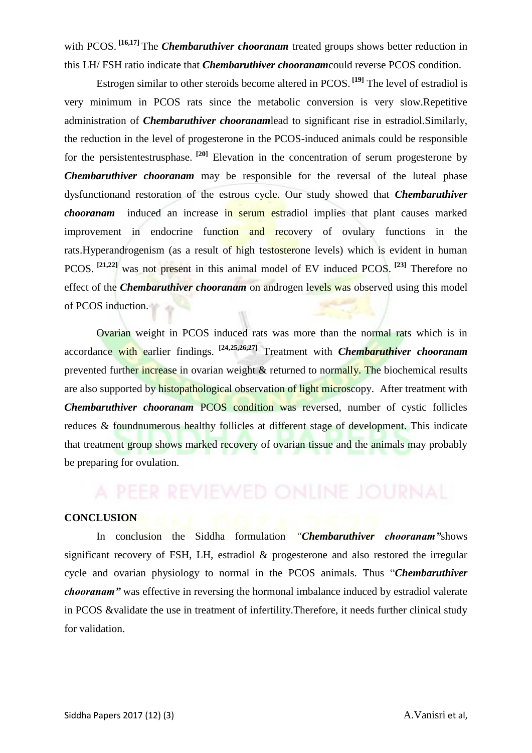with PCOS.[16,17] The ***Chembaruthiver chooranam*** treated groups shows better reduction in this LH/ FSH ratio indicate that ***Chembaruthiver chooranam***could reverse PCOS condition.

Estrogen similar to other steroids become altered in PCOS.[19] The level of estradiol is very minimum in PCOS rats since the metabolic conversion is very slow.Repetitive administration of ***Chembaruthiver chooranam***lead to significant rise in estradiol.Similarly, the reduction in the level of progesterone in the PCOS-induced animals could be responsible for the persistentestrusphase.[20] Elevation in the concentration of serum progesterone by ***Chembaruthiver chooranam*** may be responsible for the reversal of the luteal phase dysfunctionand restoration of the estrous cycle. Our study showed that ***Chembaruthiver chooranam*** induced an increase in serum estradiol implies that plant causes marked improvement in endocrine function and recovery of ovulary functions in the rats.Hyperandrogenism (as a result of high testosterone levels) which is evident in human PCOS.[21,22] was not present in this animal model of EV induced PCOS.[23] Therefore no effect of the ***Chembaruthiver chooranam*** on androgen levels was observed using this model of PCOS induction.

Ovarian weight in PCOS induced rats was more than the normal rats which is in accordance with earlier findings.[24,25,26,27] Treatment with ***Chembaruthiver chooranam*** prevented further increase in ovarian weight & returned to normally. The biochemical results are also supported by histopathological observation of light microscopy. After treatment with ***Chembaruthiver chooranam*** PCOS condition was reversed, number of cystic follicles reduces & foundnumerous healthy follicles at different stage of development. This indicate that treatment group shows marked recovery of ovarian tissue and the animals may probably be preparing for ovulation.

## CONCLUSION

In conclusion the Siddha formulation *"**Chembaruthiver chooranam**"*shows significant recovery of FSH, LH, estradiol & progesterone and also restored the irregular cycle and ovarian physiology to normal in the PCOS animals. Thus "***Chembaruthiver chooranam***" was effective in reversing the hormonal imbalance induced by estradiol valerate in PCOS &validate the use in treatment of infertility.Therefore, it needs further clinical study for validation.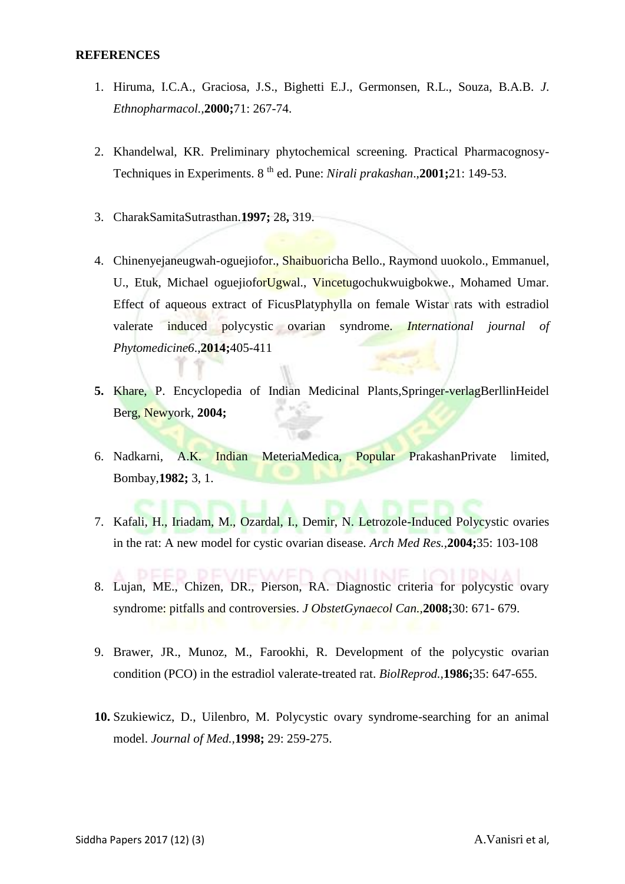**REFERENCES**

1. Hiruma, I.C.A., Graciosa, J.S., Bighetti E.J., Germonsen, R.L., Souza, B.A.B. *J. Ethnopharmacol.*,**2000;**71: 267-74.

2. Khandelwal, KR. Preliminary phytochemical screening. Practical Pharmacognosy-Techniques in Experiments. 8 th ed. Pune: *Nirali prakashan*.,**2001;**21: 149-53.

3. CharakSamitaSutrasthan.**1997;** 28**,** 319.

4. Chinenyejaneugwah-oguejiofor., Shaibuoricha Bello., Raymond uuokolo., Emmanuel, U., Etuk, Michael oguejioforUgwal., Vincetugochukwuigbokwe., Mohamed Umar. Effect of aqueous extract of FicusPlatyphylla on female Wistar rats with estradiol valerate induced polycystic ovarian syndrome. *International journal of Phytomedicine6*.,**2014;**405-411

5. Khare, P. Encyclopedia of Indian Medicinal Plants,Springer-verlagBerllinHeidel Berg, Newyork, **2004;**

6. Nadkarni, A.K. Indian MeteriaMedica, Popular PrakashanPrivate limited, Bombay,**1982;** 3, 1.

7. Kafali, H., Iriadam, M., Ozardal, I., Demir, N. Letrozole-Induced Polycystic ovaries in the rat: A new model for cystic ovarian disease. *Arch Med Res.*,**2004;**35: 103-108

8. Lujan, ME., Chizen, DR., Pierson, RA. Diagnostic criteria for polycystic ovary syndrome: pitfalls and controversies. *J ObstetGynaecol Can.*,**2008;**30: 671- 679.

9. Brawer, JR., Munoz, M., Farookhi, R. Development of the polycystic ovarian condition (PCO) in the estradiol valerate-treated rat. *BiolReprod.*,**1986;**35: 647-655.

10. Szukiewicz, D., Uilenbro, M. Polycystic ovary syndrome-searching for an animal model. *Journal of Med.*,**1998;** 29: 259-275.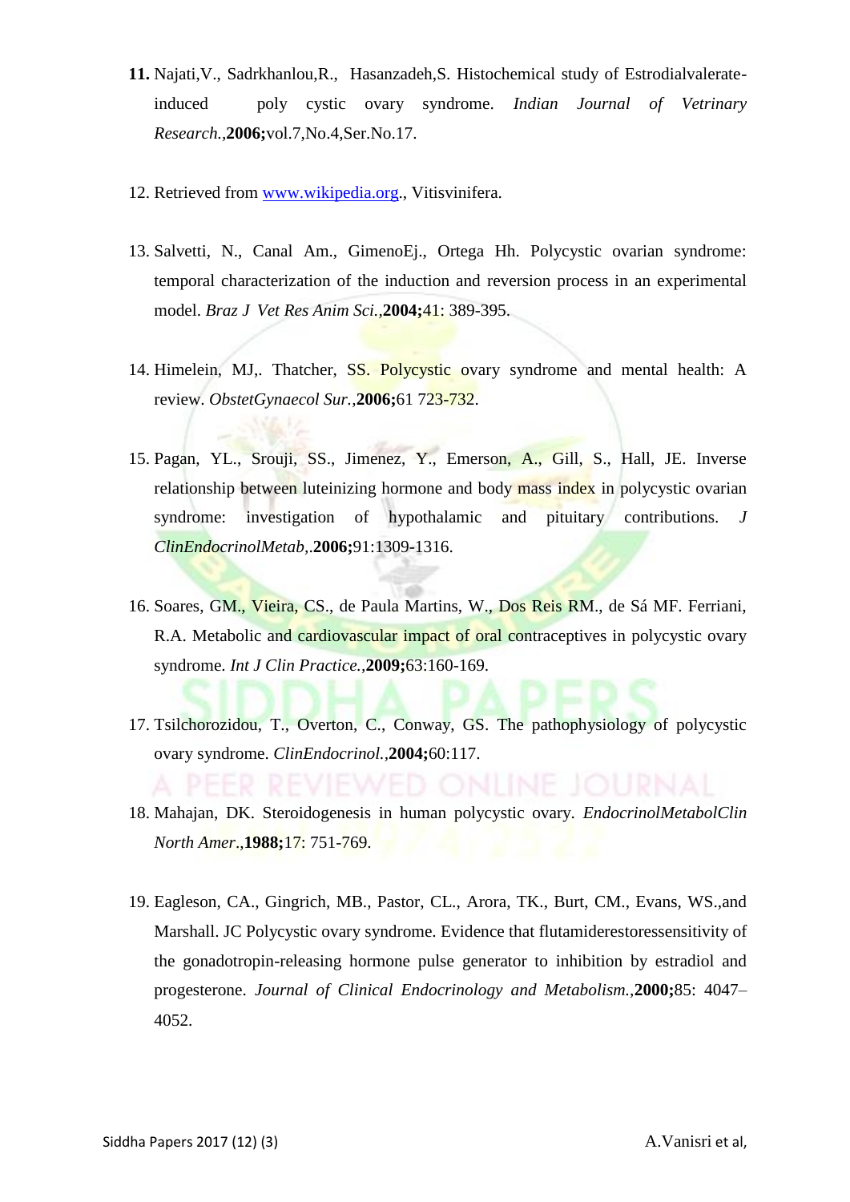11. Najati,V., Sadrkhanlou,R., Hasanzadeh,S. Histochemical study of Estrodialvalerate-induced poly cystic ovary syndrome. *Indian Journal of Vetrinary Research.*,**2006;**vol.7,No.4,Ser.No.17.

12. Retrieved from [www.wikipedia.org](www.wikipedia.org)., Vitisvinifera.

13. Salvetti, N., Canal Am., GimenoEj., Ortega Hh. Polycystic ovarian syndrome: temporal characterization of the induction and reversion process in an experimental model. *Braz J Vet Res Anim Sci.*,**2004;**41: 389-395.

14. Himelein, MJ,. Thatcher, SS. Polycystic ovary syndrome and mental health: A review. *ObstetGynaecol Sur.*,**2006;**61 723-732.

15. Pagan, YL., Srouji, SS., Jimenez, Y., Emerson, A., Gill, S., Hall, JE. Inverse relationship between luteinizing hormone and body mass index in polycystic ovarian syndrome: investigation of hypothalamic and pituitary contributions. *J ClinEndocrinolMetab,*.**2006;**91:1309-1316.

16. Soares, GM., Vieira, CS., de Paula Martins, W., Dos Reis RM., de Sá MF. Ferriani, R.A. Metabolic and cardiovascular impact of oral contraceptives in polycystic ovary syndrome. *Int J Clin Practice.*,**2009;**63:160-169.

17. Tsilchorozidou, T., Overton, C., Conway, GS. The pathophysiology of polycystic ovary syndrome. *ClinEndocrinol.*,**2004;**60:117.

18. Mahajan, DK. Steroidogenesis in human polycystic ovary. *EndocrinolMetabolClin North Amer*.,**1988;**17: 751-769.

19. Eagleson, CA., Gingrich, MB., Pastor, CL., Arora, TK., Burt, CM., Evans, WS.,and Marshall. JC Polycystic ovary syndrome. Evidence that flutamiderestoressensitivity of the gonadotropin-releasing hormone pulse generator to inhibition by estradiol and progesterone. *Journal of Clinical Endocrinology and Metabolism.*,**2000;**85: 4047–4052.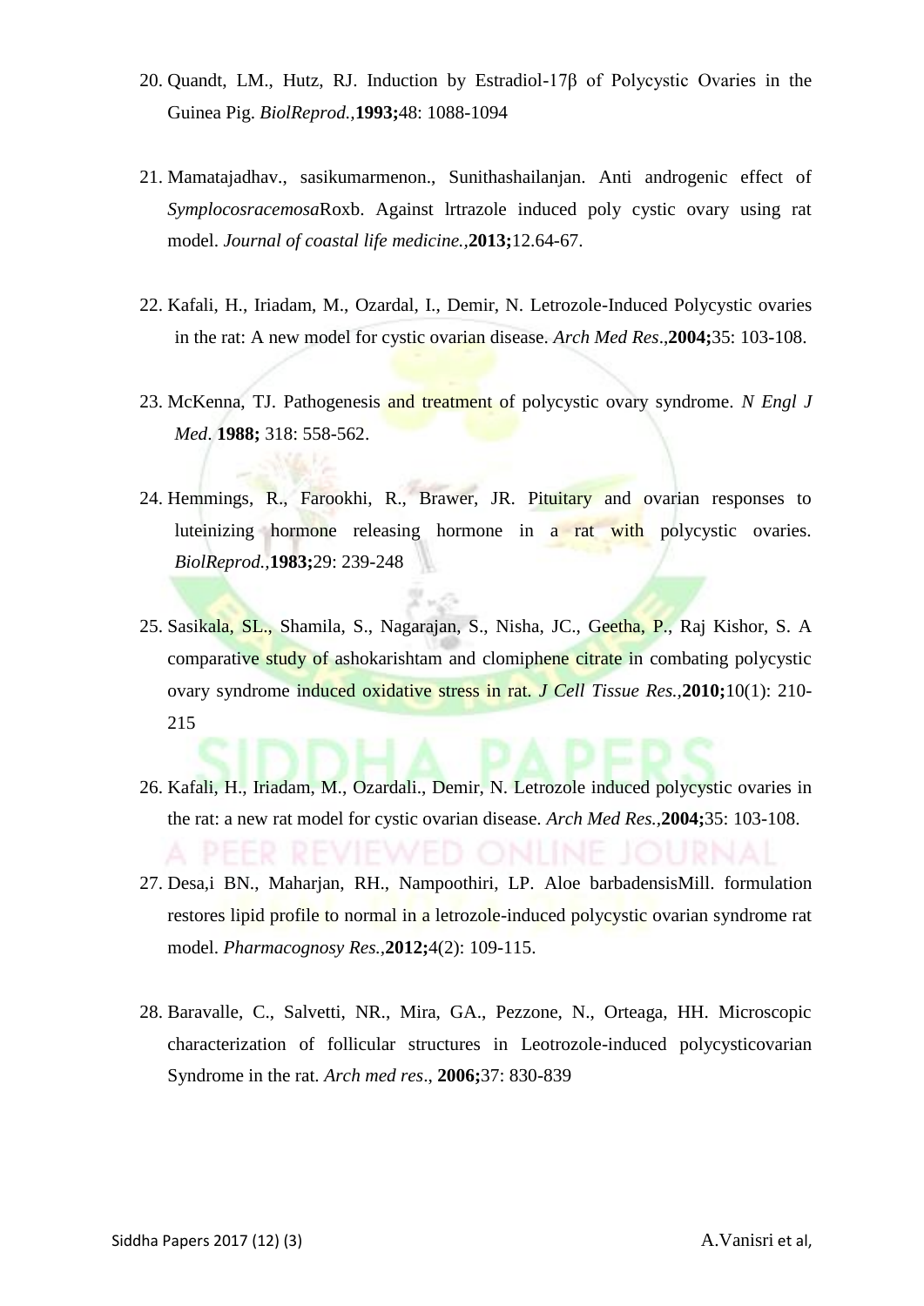20. Quandt, LM., Hutz, RJ. Induction by Estradiol-17β of Polycystic Ovaries in the Guinea Pig. *BiolReprod.*,**1993;**48: 1088-1094

21. Mamatajadhav., sasikumarmenon., Sunithashailanjan. Anti androgenic effect of *Symplocosracemosa*Roxb. Against lrtrazole induced poly cystic ovary using rat model. *Journal of coastal life medicine.*,**2013;**12.64-67.

22. Kafali, H., Iriadam, M., Ozardal, I., Demir, N. Letrozole-Induced Polycystic ovaries in the rat: A new model for cystic ovarian disease. *Arch Med Res*.,**2004;**35: 103-108.

23. McKenna, TJ. Pathogenesis and treatment of polycystic ovary syndrome. *N Engl J Med*. **1988;** 318: 558-562.

24. Hemmings, R., Farookhi, R., Brawer, JR. Pituitary and ovarian responses to luteinizing hormone releasing hormone in a rat with polycystic ovaries. *BiolReprod.*,**1983;**29: 239-248

25. Sasikala, SL., Shamila, S., Nagarajan, S., Nisha, JC., Geetha, P., Raj Kishor, S. A comparative study of ashokarishtam and clomiphene citrate in combating polycystic ovary syndrome induced oxidative stress in rat. *J Cell Tissue Res.*,**2010;**10(1): 210-215

26. Kafali, H., Iriadam, M., Ozardali., Demir, N. Letrozole induced polycystic ovaries in the rat: a new rat model for cystic ovarian disease. *Arch Med Res.*,**2004;**35: 103-108.

27. Desa,i BN., Maharjan, RH., Nampoothiri, LP. Aloe barbadensisMill. formulation restores lipid profile to normal in a letrozole-induced polycystic ovarian syndrome rat model. *Pharmacognosy Res.*,**2012;**4(2): 109-115.

28. Baravalle, C., Salvetti, NR., Mira, GA., Pezzone, N., Orteaga, HH. Microscopic characterization of follicular structures in Leotrozole-induced polycysticovarian Syndrome in the rat. *Arch med res*., **2006;**37: 830-839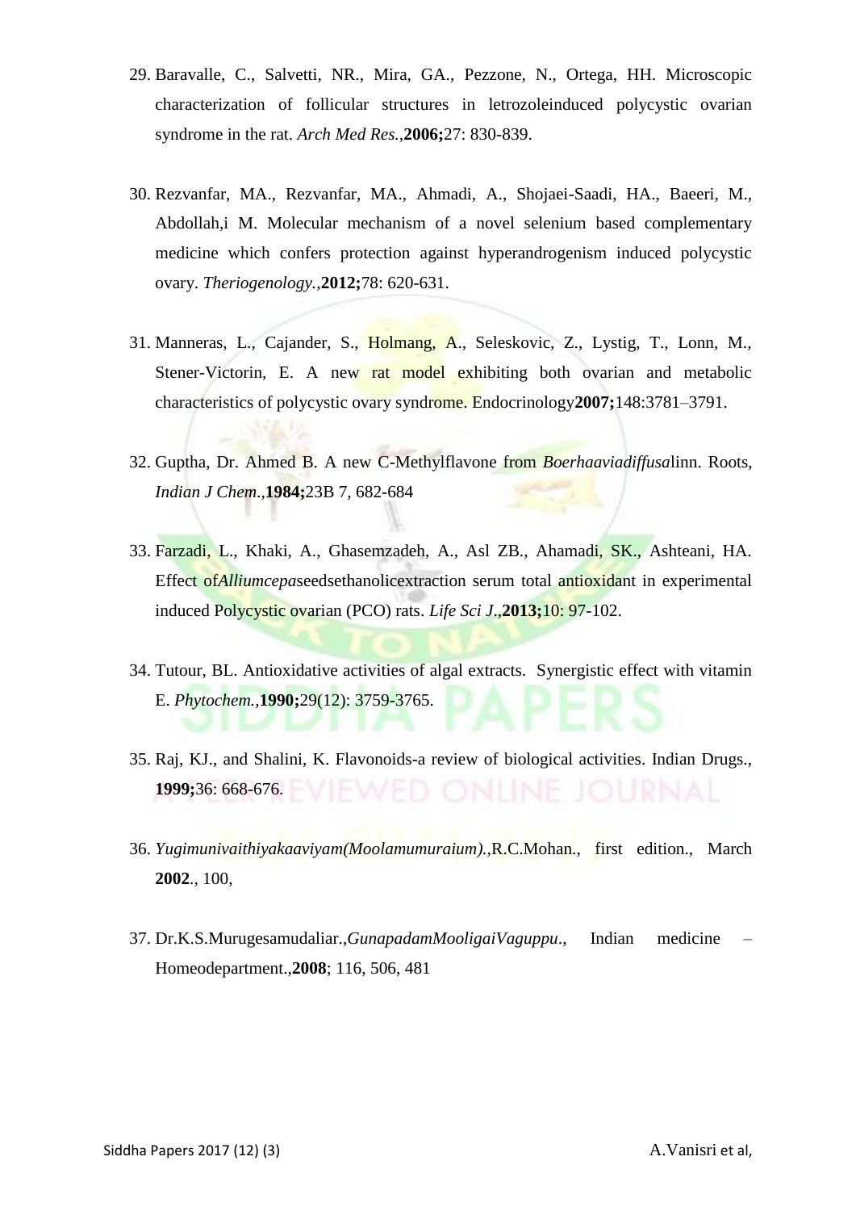29. Baravalle, C., Salvetti, NR., Mira, GA., Pezzone, N., Ortega, HH. Microscopic characterization of follicular structures in letrozoleinduced polycystic ovarian syndrome in the rat. *Arch Med Res.*,**2006;**27: 830-839.

30. Rezvanfar, MA., Rezvanfar, MA., Ahmadi, A., Shojaei-Saadi, HA., Baeeri, M., Abdollah,i M. Molecular mechanism of a novel selenium based complementary medicine which confers protection against hyperandrogenism induced polycystic ovary. *Theriogenology.*,**2012;**78: 620-631.

31. Manneras, L., Cajander, S., Holmang, A., Seleskovic, Z., Lystig, T., Lonn, M., Stener-Victorin, E. A new rat model exhibiting both ovarian and metabolic characteristics of polycystic ovary syndrome. Endocrinology**2007;**148:3781–3791.

32. Guptha, Dr. Ahmed B. A new C-Methylflavone from *Boerhaaviadiffusa*linn. Roots, *Indian J Chem*.,**1984;**23B 7, 682-684

33. Farzadi, L., Khaki, A., Ghasemzadeh, A., Asl ZB., Ahamadi, SK., Ashteani, HA. Effect of*Alliumcepa*seedsethanolicextraction serum total antioxidant in experimental induced Polycystic ovarian (PCO) rats. *Life Sci J*.,**2013;**10: 97-102.

34. Tutour, BL. Antioxidative activities of algal extracts. Synergistic effect with vitamin E. *Phytochem.*,**1990;**29(12): 3759-3765.

35. Raj, KJ., and Shalini, K. Flavonoids-a review of biological activities. Indian Drugs., **1999;**36: 668-676.

36. *Yugimunivaithiyakaaviyam(Moolamumuraium).*,R.C.Mohan., first edition., March **2002**., 100,

37. Dr.K.S.Murugesamudaliar.,*GunapadamMooligaiVaguppu*., Indian medicine – Homeodepartment.,**2008**; 116, 506, 481